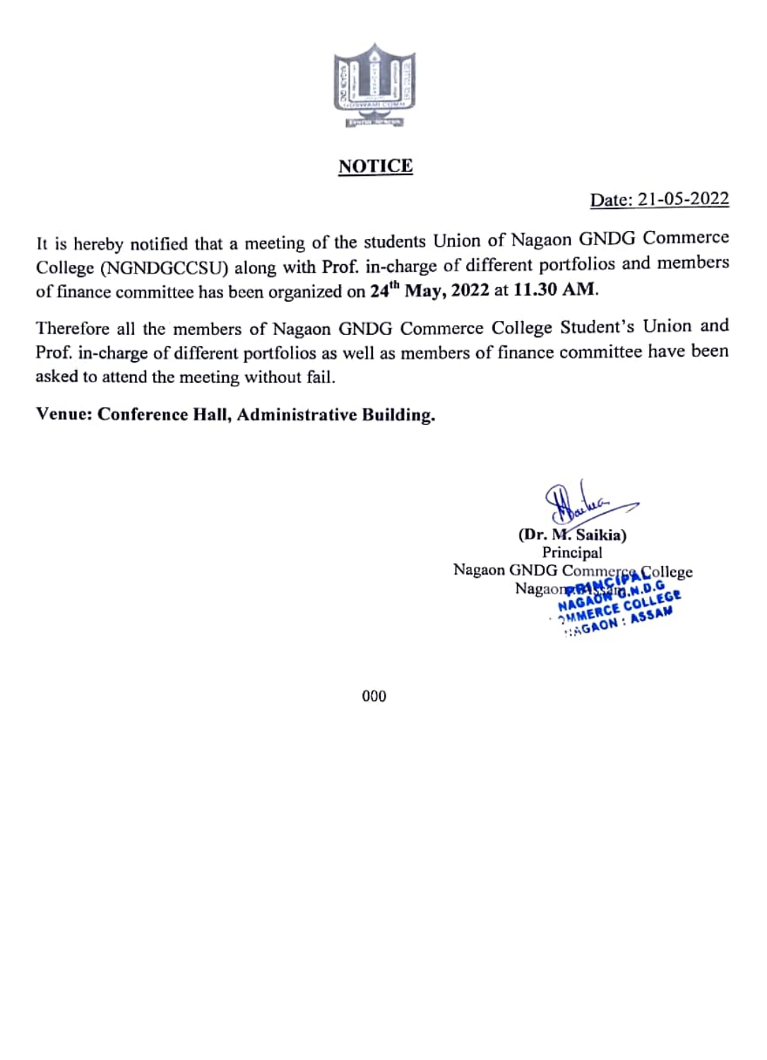# NOTICE

Date: 21-05-2022

It is hereby notified that a meeting of the students Union of Nagaon GNDG Commerce College (NGNDGCCSU) along with Prof. in-charge of different portfolios and members of finance committee has been organized on **$24^{th}$ May, 2022** at **11.30 AM**.

Therefore all the members of Nagaon GNDG Commerce College Student's Union and Prof. in-charge of different portfolios as well as members of finance committee have been asked to attend the meeting without fail.

**Venue: Conference Hall, Administrative Building.**

(Dr. M. Saikia)
Principal
Nagaon GNDG Commerce College
Nagaon, Assam

PRINCIPAL
NAGAON G.N.D.G
COMMERCE COLLEGE
NAGAON : ASSAM

000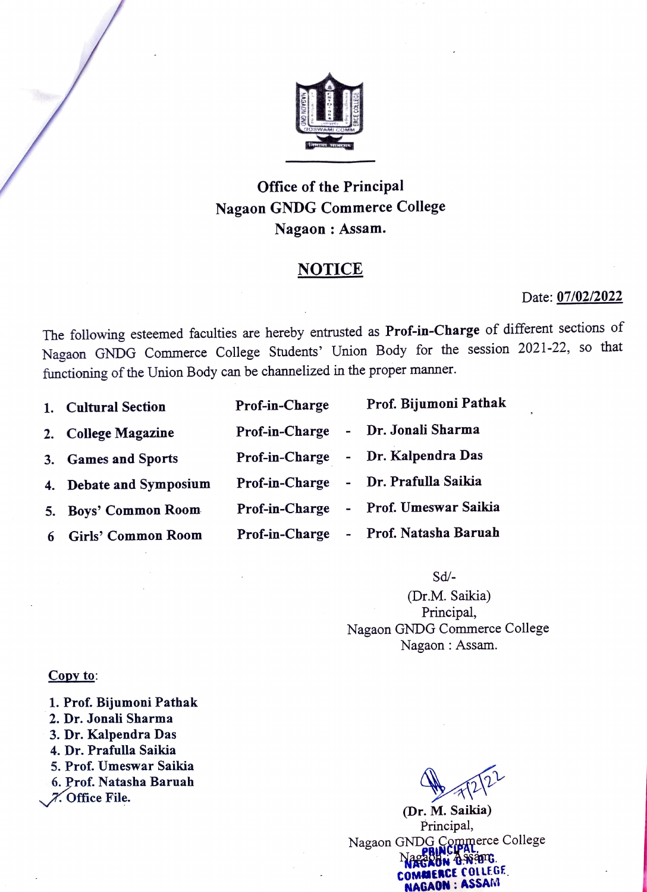**Office of the Principal**
**Nagaon GNDG Commerce College**
**Nagaon : Assam.**

## NOTICE

Date: **07/02/2022**

The following esteemed faculties are hereby entrusted as **Prof-in-Charge** of different sections of Nagaon GNDG Commerce College Students' Union Body for the session 2021-22, so that functioning of the Union Body can be channelized in the proper manner.

| | Section | | | Name |
|---|---|---|---|---|
| 1. | **Cultural Section** | **Prof-in-Charge** | | **Prof. Bijumoni Pathak** |
| 2. | **College Magazine** | **Prof-in-Charge** | - | **Dr. Jonali Sharma** |
| 3. | **Games and Sports** | **Prof-in-Charge** | - | **Dr. Kalpendra Das** |
| 4. | **Debate and Symposium** | **Prof-in-Charge** | - | **Dr. Prafulla Saikia** |
| 5. | **Boys' Common Room** | **Prof-in-Charge** | - | **Prof. Umeswar Saikia** |
| 6 | **Girls' Common Room** | **Prof-in-Charge** | - | **Prof. Natasha Baruah** |

Sd/-
(Dr.M. Saikia)
Principal,
Nagaon GNDG Commerce College
Nagaon : Assam.

**Copy to:**

1. **Prof. Bijumoni Pathak**
2. **Dr. Jonali Sharma**
3. **Dr. Kalpendra Das**
4. **Dr. Prafulla Saikia**
5. **Prof. Umeswar Saikia**
6. **Prof. Natasha Baruah**
7. **Office File.**

7/2/22

**(Dr. M. Saikia)**
Principal,
Nagaon GNDG Commerce College
Nagaon : Assam.

PRINCIPAL,
NAGAON G.N.D.G.
COMMERCE COLLEGE
NAGAON : ASSAM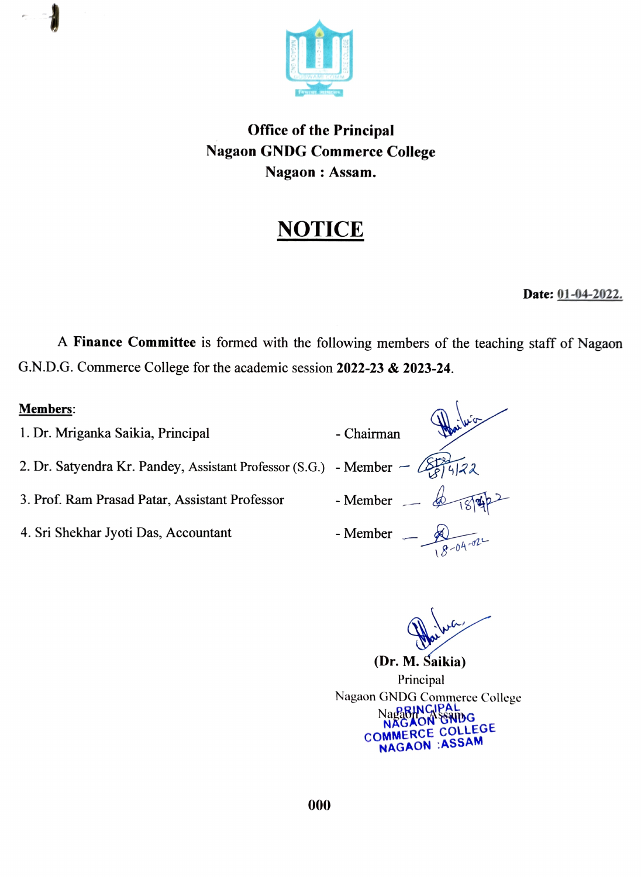**Office of the Principal**
**Nagaon GNDG Commerce College**
**Nagaon : Assam.**

# NOTICE

**Date: 01-04-2022.**

A **Finance Committee** is formed with the following members of the teaching staff of Nagaon G.N.D.G. Commerce College for the academic session **2022-23 & 2023-24**.

**Members**:

1. Dr. Mriganka Saikia, Principal - Chairman
2. Dr. Satyendra Kr. Pandey, Assistant Professor (S.G.) - Member
3. Prof. Ram Prasad Patar, Assistant Professor - Member
4. Sri Shekhar Jyoti Das, Accountant - Member

**(Dr. M. Saikia)**
Principal
Nagaon GNDG Commerce College
Nagaon : Assam

PRINCIPAL
NAGAON GNDG
COMMERCE COLLEGE
NAGAON :ASSAM

000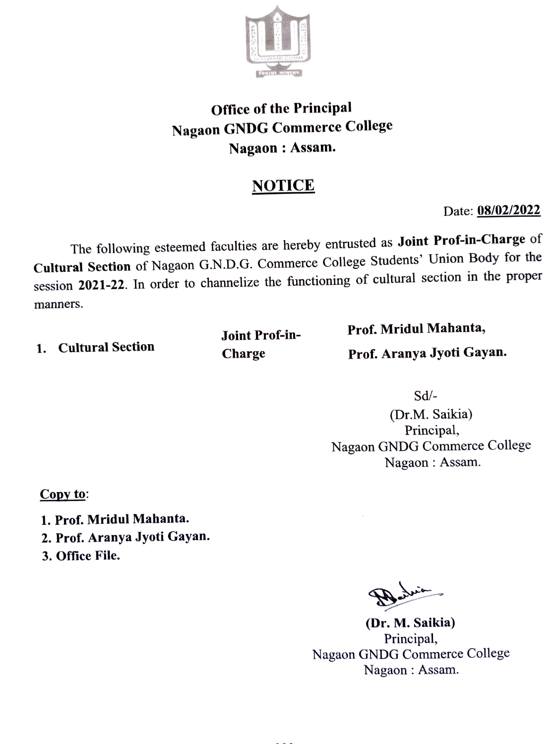**Office of the Principal**
**Nagaon GNDG Commerce College**
**Nagaon : Assam.**

## NOTICE

Date: **08/02/2022**

The following esteemed faculties are hereby entrusted as **Joint Prof-in-Charge** of **Cultural Section** of Nagaon G.N.D.G. Commerce College Students' Union Body for the session **2021-22**. In order to channelize the functioning of cultural section in the proper manners.

| | | |
|---|---|---|
| **1. Cultural Section** | **Joint Prof-in-Charge** | **Prof. Mridul Mahanta,** **Prof. Aranya Jyoti Gayan.** |

Sd/-
(Dr.M. Saikia)
Principal,
Nagaon GNDG Commerce College
Nagaon : Assam.

**Copy to**:

1. **Prof. Mridul Mahanta.**
2. **Prof. Aranya Jyoti Gayan.**
3. **Office File.**

**(Dr. M. Saikia)**
Principal,
Nagaon GNDG Commerce College
Nagaon : Assam.